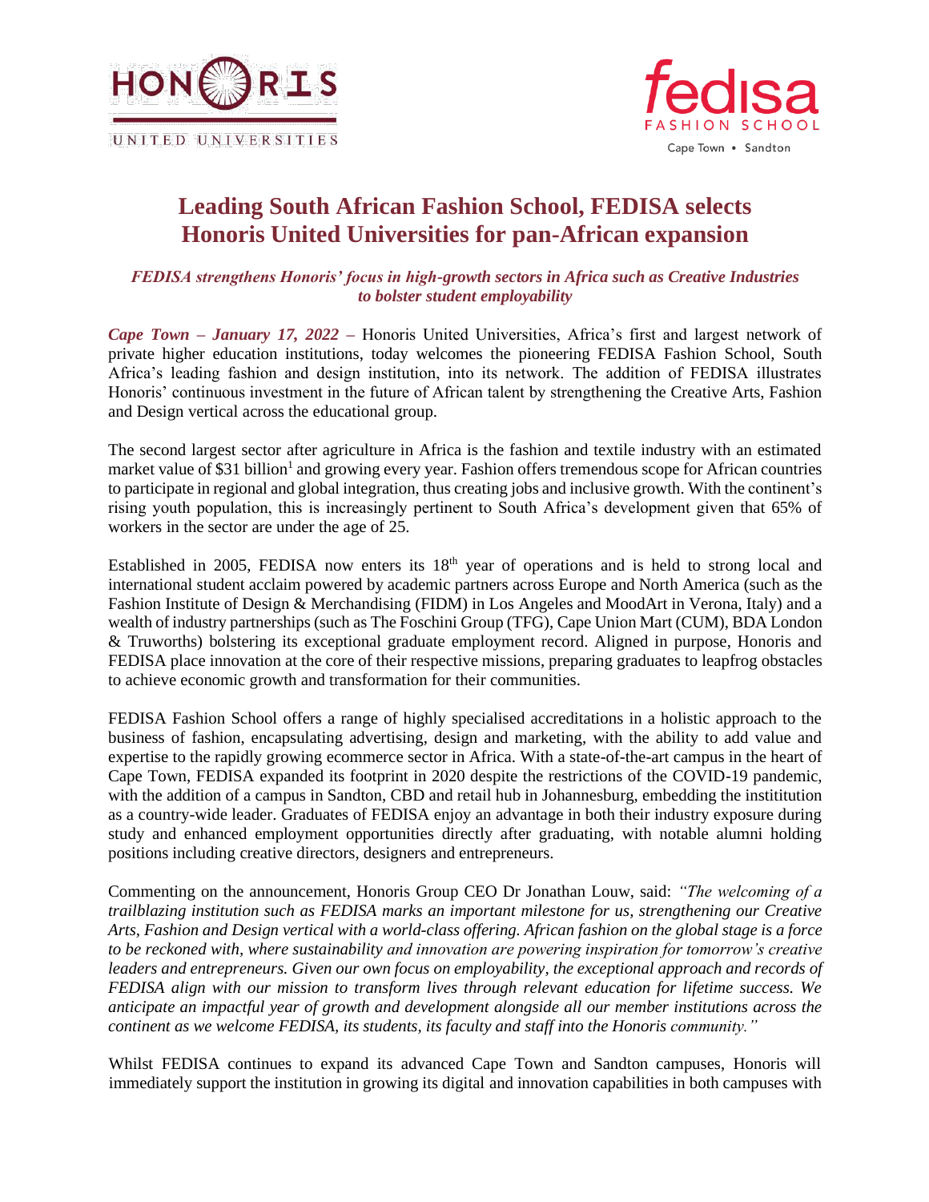# Leading South African Fashion School, FEDISA selects Honoris United Universities for pan-African expansion

*FEDISA strengthens Honoris' focus in high-growth sectors in Africa such as Creative Industries to bolster student employability*

***Cape Town – January 17, 2022 –*** Honoris United Universities, Africa's first and largest network of private higher education institutions, today welcomes the pioneering FEDISA Fashion School, South Africa's leading fashion and design institution, into its network. The addition of FEDISA illustrates Honoris' continuous investment in the future of African talent by strengthening the Creative Arts, Fashion and Design vertical across the educational group.

The second largest sector after agriculture in Africa is the fashion and textile industry with an estimated market value of $31 billion[1] and growing every year. Fashion offers tremendous scope for African countries to participate in regional and global integration, thus creating jobs and inclusive growth. With the continent's rising youth population, this is increasingly pertinent to South Africa's development given that 65% of workers in the sector are under the age of 25.

Established in 2005, FEDISA now enters its 18th year of operations and is held to strong local and international student acclaim powered by academic partners across Europe and North America (such as the Fashion Institute of Design & Merchandising (FIDM) in Los Angeles and MoodArt in Verona, Italy) and a wealth of industry partnerships (such as The Foschini Group (TFG), Cape Union Mart (CUM), BDA London & Truworths) bolstering its exceptional graduate employment record. Aligned in purpose, Honoris and FEDISA place innovation at the core of their respective missions, preparing graduates to leapfrog obstacles to achieve economic growth and transformation for their communities.

FEDISA Fashion School offers a range of highly specialised accreditations in a holistic approach to the business of fashion, encapsulating advertising, design and marketing, with the ability to add value and expertise to the rapidly growing ecommerce sector in Africa. With a state-of-the-art campus in the heart of Cape Town, FEDISA expanded its footprint in 2020 despite the restrictions of the COVID-19 pandemic, with the addition of a campus in Sandton, CBD and retail hub in Johannesburg, embedding the instititution as a country-wide leader. Graduates of FEDISA enjoy an advantage in both their industry exposure during study and enhanced employment opportunities directly after graduating, with notable alumni holding positions including creative directors, designers and entrepreneurs.

Commenting on the announcement, Honoris Group CEO Dr Jonathan Louw, said: *"The welcoming of a trailblazing institution such as FEDISA marks an important milestone for us, strengthening our Creative Arts, Fashion and Design vertical with a world-class offering. African fashion on the global stage is a force to be reckoned with, where sustainability and innovation are powering inspiration for tomorrow's creative leaders and entrepreneurs. Given our own focus on employability, the exceptional approach and records of FEDISA align with our mission to transform lives through relevant education for lifetime success. We anticipate an impactful year of growth and development alongside all our member institutions across the continent as we welcome FEDISA, its students, its faculty and staff into the Honoris community."*

Whilst FEDISA continues to expand its advanced Cape Town and Sandton campuses, Honoris will immediately support the institution in growing its digital and innovation capabilities in both campuses with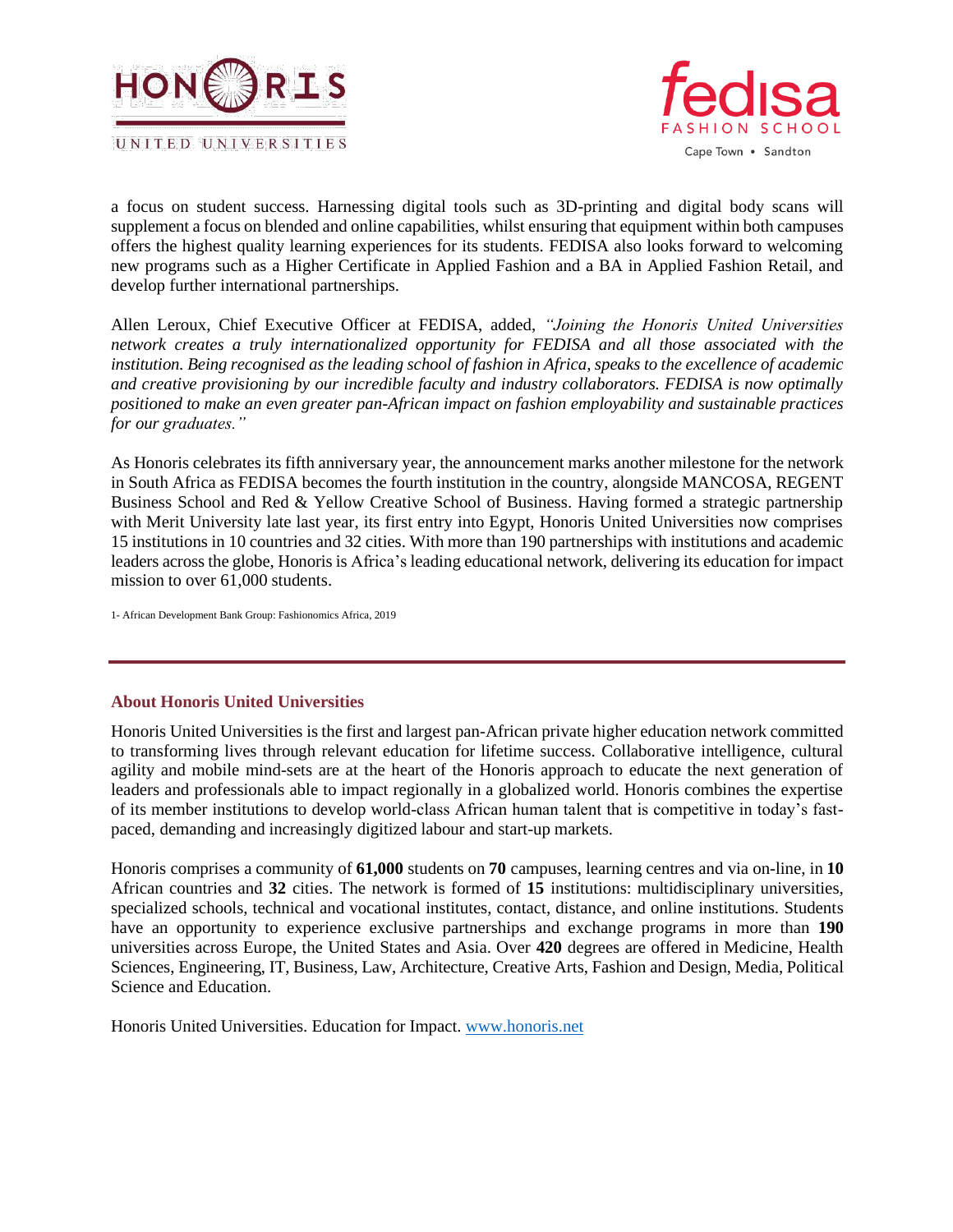a focus on student success. Harnessing digital tools such as 3D-printing and digital body scans will supplement a focus on blended and online capabilities, whilst ensuring that equipment within both campuses offers the highest quality learning experiences for its students. FEDISA also looks forward to welcoming new programs such as a Higher Certificate in Applied Fashion and a BA in Applied Fashion Retail, and develop further international partnerships.

Allen Leroux, Chief Executive Officer at FEDISA, added, *"Joining the Honoris United Universities network creates a truly internationalized opportunity for FEDISA and all those associated with the institution. Being recognised as the leading school of fashion in Africa, speaks to the excellence of academic and creative provisioning by our incredible faculty and industry collaborators. FEDISA is now optimally positioned to make an even greater pan-African impact on fashion employability and sustainable practices for our graduates."*

As Honoris celebrates its fifth anniversary year, the announcement marks another milestone for the network in South Africa as FEDISA becomes the fourth institution in the country, alongside MANCOSA, REGENT Business School and Red & Yellow Creative School of Business. Having formed a strategic partnership with Merit University late last year, its first entry into Egypt, Honoris United Universities now comprises 15 institutions in 10 countries and 32 cities. With more than 190 partnerships with institutions and academic leaders across the globe, Honoris is Africa's leading educational network, delivering its education for impact mission to over 61,000 students.

1- African Development Bank Group: Fashionomics Africa, 2019

---

### About Honoris United Universities

Honoris United Universities is the first and largest pan-African private higher education network committed to transforming lives through relevant education for lifetime success. Collaborative intelligence, cultural agility and mobile mind-sets are at the heart of the Honoris approach to educate the next generation of leaders and professionals able to impact regionally in a globalized world. Honoris combines the expertise of its member institutions to develop world-class African human talent that is competitive in today's fast-paced, demanding and increasingly digitized labour and start-up markets.

Honoris comprises a community of **61,000** students on **70** campuses, learning centres and via on-line, in **10** African countries and **32** cities. The network is formed of **15** institutions: multidisciplinary universities, specialized schools, technical and vocational institutes, contact, distance, and online institutions. Students have an opportunity to experience exclusive partnerships and exchange programs in more than **190** universities across Europe, the United States and Asia. Over **420** degrees are offered in Medicine, Health Sciences, Engineering, IT, Business, Law, Architecture, Creative Arts, Fashion and Design, Media, Political Science and Education.

Honoris United Universities. Education for Impact. [www.honoris.net](www.honoris.net)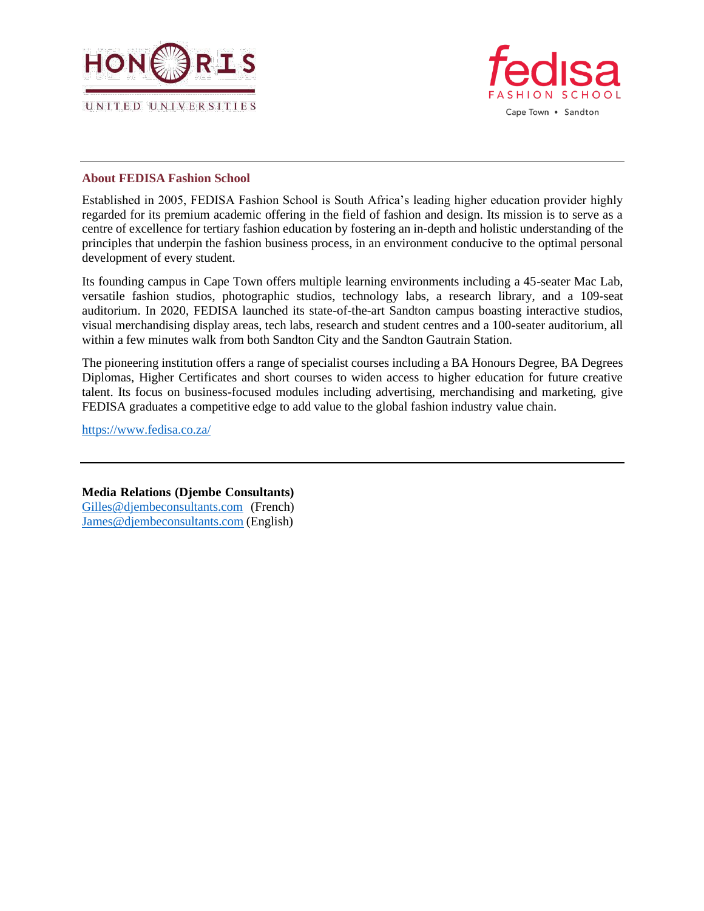## About FEDISA Fashion School

Established in 2005, FEDISA Fashion School is South Africa's leading higher education provider highly regarded for its premium academic offering in the field of fashion and design. Its mission is to serve as a centre of excellence for tertiary fashion education by fostering an in-depth and holistic understanding of the principles that underpin the fashion business process, in an environment conducive to the optimal personal development of every student.

Its founding campus in Cape Town offers multiple learning environments including a 45-seater Mac Lab, versatile fashion studios, photographic studios, technology labs, a research library, and a 109-seat auditorium. In 2020, FEDISA launched its state-of-the-art Sandton campus boasting interactive studios, visual merchandising display areas, tech labs, research and student centres and a 100-seater auditorium, all within a few minutes walk from both Sandton City and the Sandton Gautrain Station.

The pioneering institution offers a range of specialist courses including a BA Honours Degree, BA Degrees Diplomas, Higher Certificates and short courses to widen access to higher education for future creative talent. Its focus on business-focused modules including advertising, merchandising and marketing, give FEDISA graduates a competitive edge to add value to the global fashion industry value chain.

https://www.fedisa.co.za/

---

**Media Relations (Djembe Consultants)**
Gilles@djembeconsultants.com (French)
James@djembeconsultants.com (English)